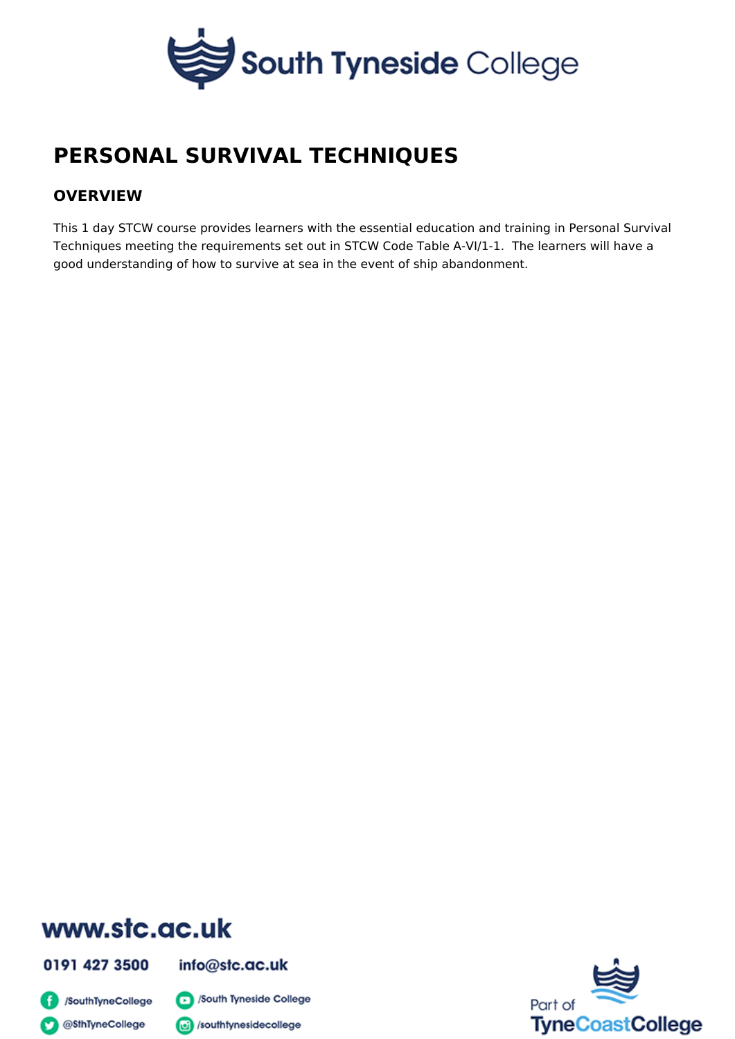# PERSONAL SURVIVAL TECHNIQUES

## OVERVIEW

This 1 day STCW course provides learners with the essential education and training in Personal Survival Techniques meeting the requirements set out in STCW Code Table A-VI/1-1. The learners will have a good understanding of how to survive at sea in the event of ship abandonment.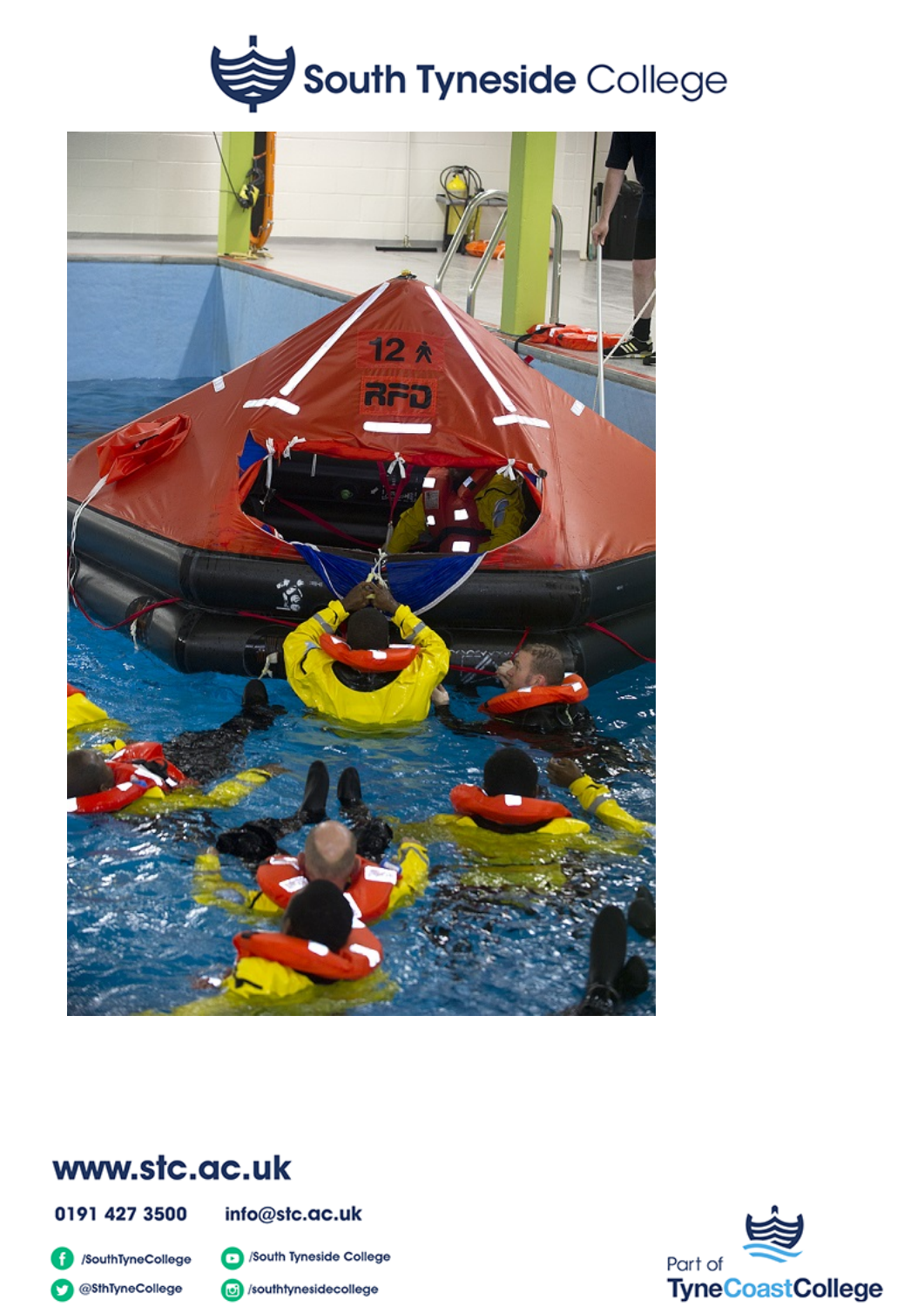# South Tyneside College

**www.stc.ac.uk**

0191 427 3500    info@stc.ac.uk

/SouthTyneCollege    /South Tyneside College

@SthTyneCollege    /southtynesidecollege

Part of TyneCoastCollege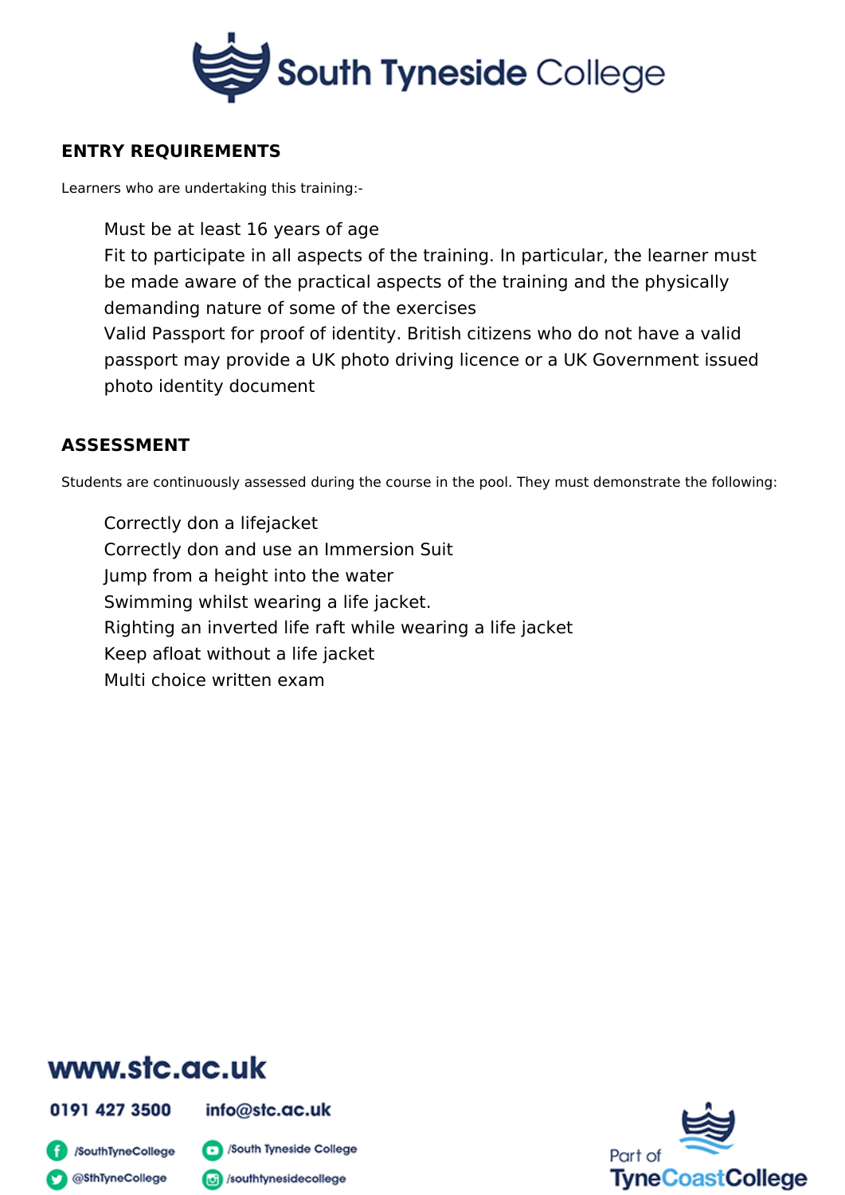## ENTRY REQUIREMENTS

Learners who are undertaking this training:-

- Must be at least 16 years of age
- Fit to participate in all aspects of the training. In particular, the learner must be made aware of the practical aspects of the training and the physically demanding nature of some of the exercises
- Valid Passport for proof of identity. British citizens who do not have a valid passport may provide a UK photo driving licence or a UK Government issued photo identity document

## ASSESSMENT

Students are continuously assessed during the course in the pool. They must demonstrate the following:

- Correctly don a lifejacket
- Correctly don and use an Immersion Suit
- Jump from a height into the water
- Swimming whilst wearing a life jacket.
- Righting an inverted life raft while wearing a life jacket
- Keep afloat without a life jacket
- Multi choice written exam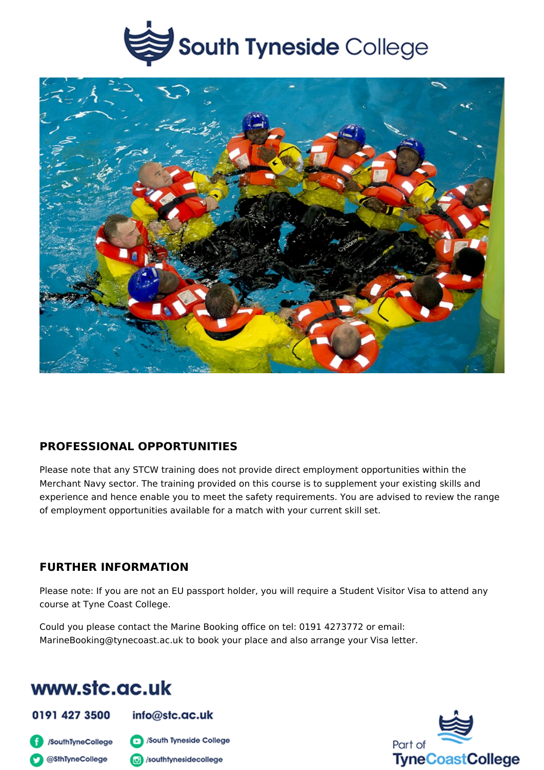## PROFESSIONAL OPPORTUNITIES

Please note that any STCW training does not provide direct employment opportunities within the Merchant Navy sector. The training provided on this course is to supplement your existing skills and experience and hence enable you to meet the safety requirements. You are advised to review the range of employment opportunities available for a match with your current skill set.

## FURTHER INFORMATION

Please note: If you are not an EU passport holder, you will require a Student Visitor Visa to attend any course at Tyne Coast College.

Could you please contact the Marine Booking office on tel: 0191 4273772 or email: MarineBooking@tynecoast.ac.uk to book your place and also arrange your Visa letter.

**www.stc.ac.uk**

0191 427 3500    info@stc.ac.uk

/SouthTyneCollege    /South Tyneside College

@SthTyneCollege    /southtynesidecollege

Part of TyneCoastCollege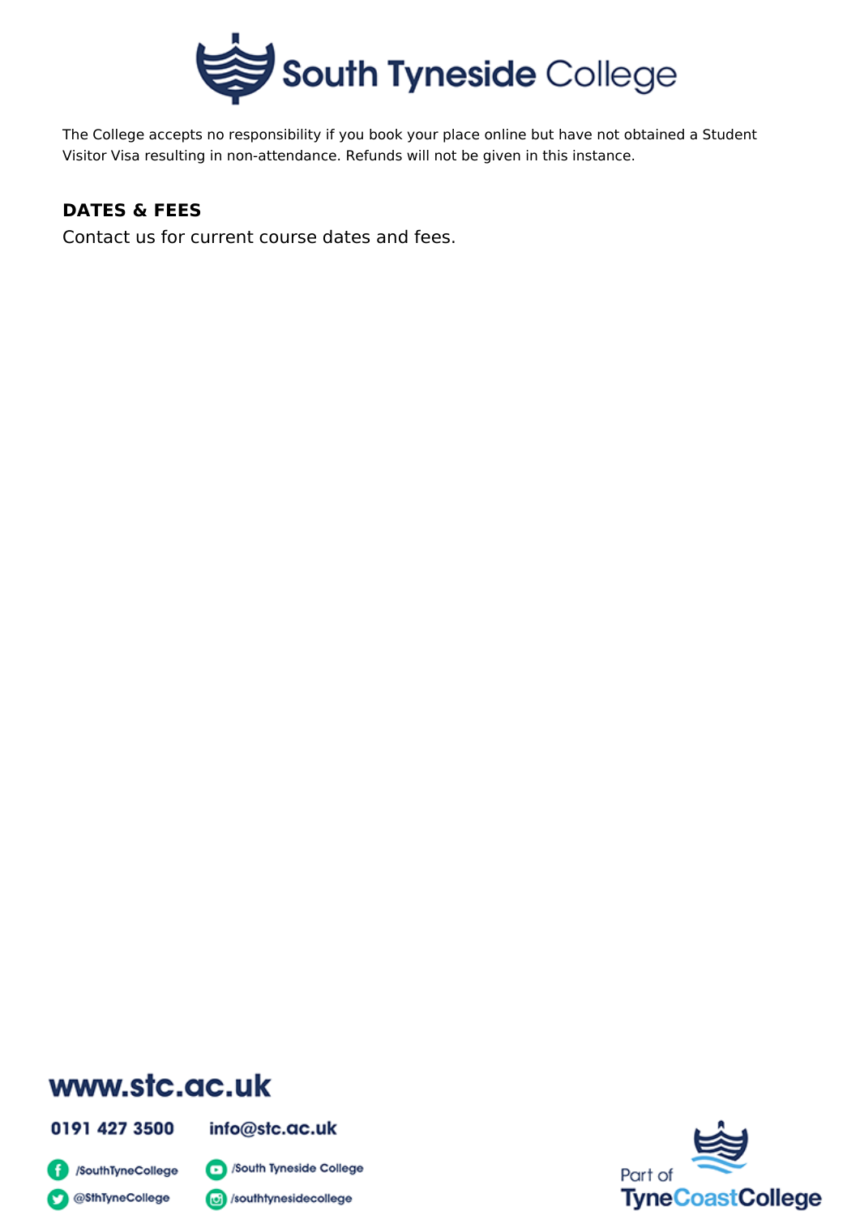The College accepts no responsibility if you book your place online but have not obtained a Student Visitor Visa resulting in non-attendance. Refunds will not be given in this instance.

## DATES & FEES

Contact us for current course dates and fees.

www.stc.ac.uk

0191 427 3500 info@stc.ac.uk

/SouthTyneCollege /South Tyneside College

@SthTyneCollege /southtynesidecollege

Part of TyneCoastCollege